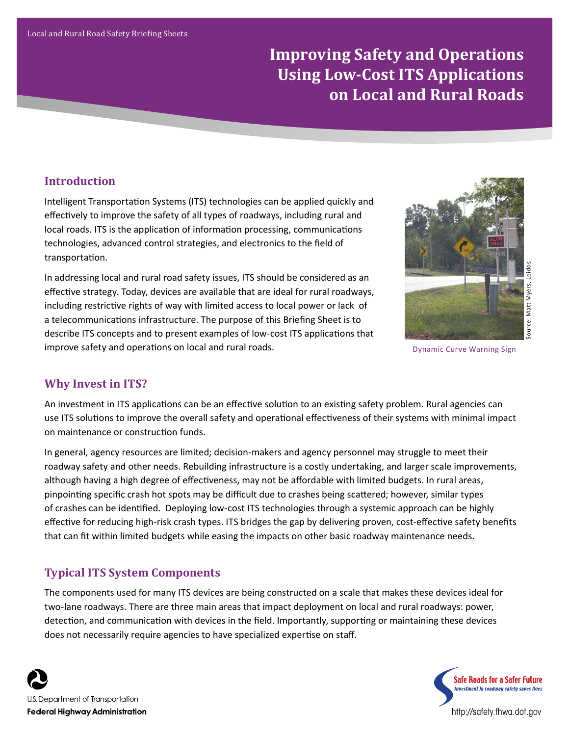Local and Rural Road Safety Briefing Sheets

# Improving Safety and Operations Using Low-Cost ITS Applications on Local and Rural Roads

## Introduction

Intelligent Transportation Systems (ITS) technologies can be applied quickly and effectively to improve the safety of all types of roadways, including rural and local roads. ITS is the application of information processing, communications technologies, advanced control strategies, and electronics to the field of transportation.

In addressing local and rural road safety issues, ITS should be considered as an effective strategy. Today, devices are available that are ideal for rural roadways, including restrictive rights of way with limited access to local power or lack of a telecommunications infrastructure. The purpose of this Briefing Sheet is to describe ITS concepts and to present examples of low-cost ITS applications that improve safety and operations on local and rural roads.

Source: Matt Myers, Leidos

Dynamic Curve Warning Sign

## Why Invest in ITS?

An investment in ITS applications can be an effective solution to an existing safety problem. Rural agencies can use ITS solutions to improve the overall safety and operational effectiveness of their systems with minimal impact on maintenance or construction funds.

In general, agency resources are limited; decision-makers and agency personnel may struggle to meet their roadway safety and other needs. Rebuilding infrastructure is a costly undertaking, and larger scale improvements, although having a high degree of effectiveness, may not be affordable with limited budgets. In rural areas, pinpointing specific crash hot spots may be difficult due to crashes being scattered; however, similar types of crashes can be identified. Deploying low-cost ITS technologies through a systemic approach can be highly effective for reducing high-risk crash types. ITS bridges the gap by delivering proven, cost-effective safety benefits that can fit within limited budgets while easing the impacts on other basic roadway maintenance needs.

## Typical ITS System Components

The components used for many ITS devices are being constructed on a scale that makes these devices ideal for two-lane roadways. There are three main areas that impact deployment on local and rural roadways: power, detection, and communication with devices in the field. Importantly, supporting or maintaining these devices does not necessarily require agencies to have specialized expertise on staff.

U.S. Department of Transportation
Federal Highway Administration

Safe Roads for a Safer Future
Investment in roadway safety saves lives

http://safety.fhwa.dot.gov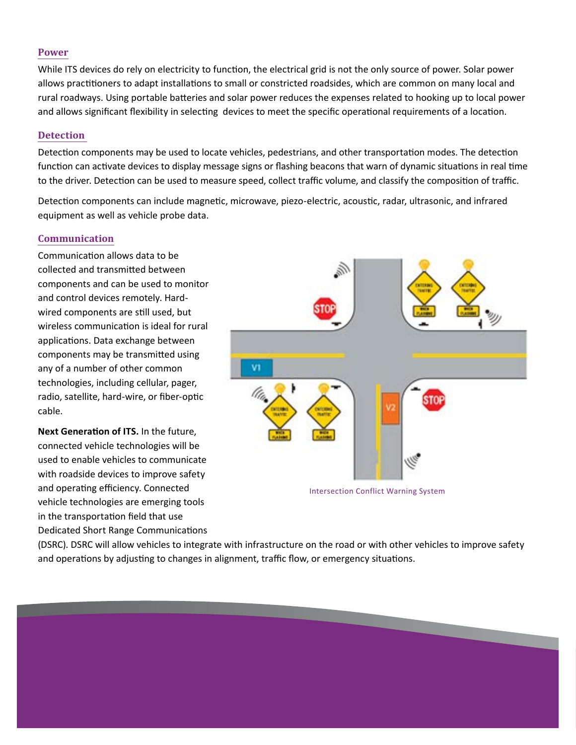## Power

While ITS devices do rely on electricity to function, the electrical grid is not the only source of power. Solar power allows practitioners to adapt installations to small or constricted roadsides, which are common on many local and rural roadways. Using portable batteries and solar power reduces the expenses related to hooking up to local power and allows significant flexibility in selecting devices to meet the specific operational requirements of a location.

## Detection

Detection components may be used to locate vehicles, pedestrians, and other transportation modes. The detection function can activate devices to display message signs or flashing beacons that warn of dynamic situations in real time to the driver. Detection can be used to measure speed, collect traffic volume, and classify the composition of traffic.

Detection components can include magnetic, microwave, piezo-electric, acoustic, radar, ultrasonic, and infrared equipment as well as vehicle probe data.

## Communication

Communication allows data to be collected and transmitted between components and can be used to monitor and control devices remotely. Hard-wired components are still used, but wireless communication is ideal for rural applications. Data exchange between components may be transmitted using any of a number of other common technologies, including cellular, pager, radio, satellite, hard-wire, or fiber-optic cable.

**Next Generation of ITS.** In the future, connected vehicle technologies will be used to enable vehicles to communicate with roadside devices to improve safety and operating efficiency. Connected vehicle technologies are emerging tools in the transportation field that use Dedicated Short Range Communications (DSRC). DSRC will allow vehicles to integrate with infrastructure on the road or with other vehicles to improve safety and operations by adjusting to changes in alignment, traffic flow, or emergency situations.

Intersection Conflict Warning System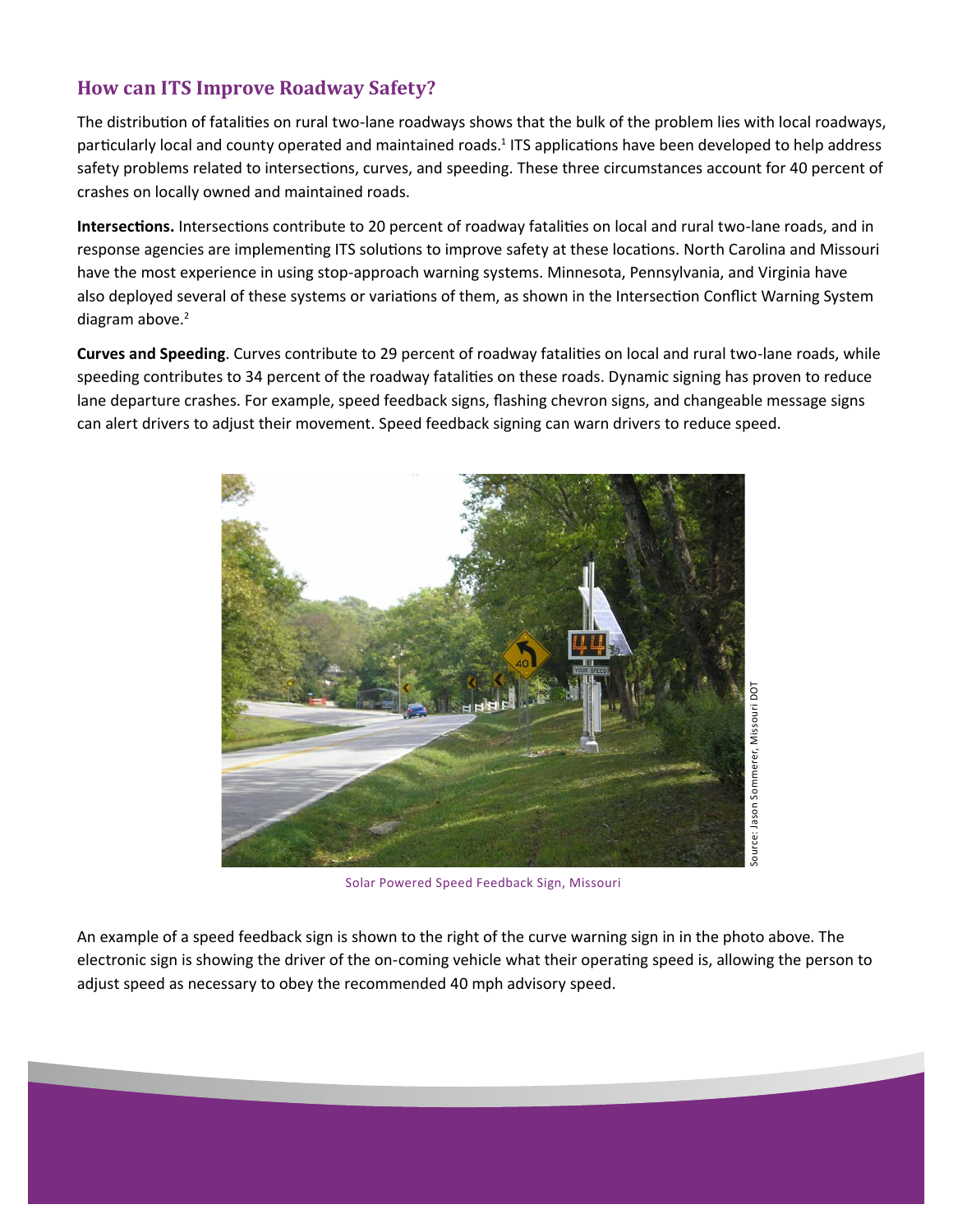## How can ITS Improve Roadway Safety?

The distribution of fatalities on rural two-lane roadways shows that the bulk of the problem lies with local roadways, particularly local and county operated and maintained roads.[1] ITS applications have been developed to help address safety problems related to intersections, curves, and speeding. These three circumstances account for 40 percent of crashes on locally owned and maintained roads.

**Intersections.** Intersections contribute to 20 percent of roadway fatalities on local and rural two-lane roads, and in response agencies are implementing ITS solutions to improve safety at these locations. North Carolina and Missouri have the most experience in using stop-approach warning systems. Minnesota, Pennsylvania, and Virginia have also deployed several of these systems or variations of them, as shown in the Intersection Conflict Warning System diagram above.[2]

**Curves and Speeding**. Curves contribute to 29 percent of roadway fatalities on local and rural two-lane roads, while speeding contributes to 34 percent of the roadway fatalities on these roads. Dynamic signing has proven to reduce lane departure crashes. For example, speed feedback signs, flashing chevron signs, and changeable message signs can alert drivers to adjust their movement. Speed feedback signing can warn drivers to reduce speed.

Source: Jason Sommerer, Missouri DOT

Solar Powered Speed Feedback Sign, Missouri

An example of a speed feedback sign is shown to the right of the curve warning sign in in the photo above. The electronic sign is showing the driver of the on-coming vehicle what their operating speed is, allowing the person to adjust speed as necessary to obey the recommended 40 mph advisory speed.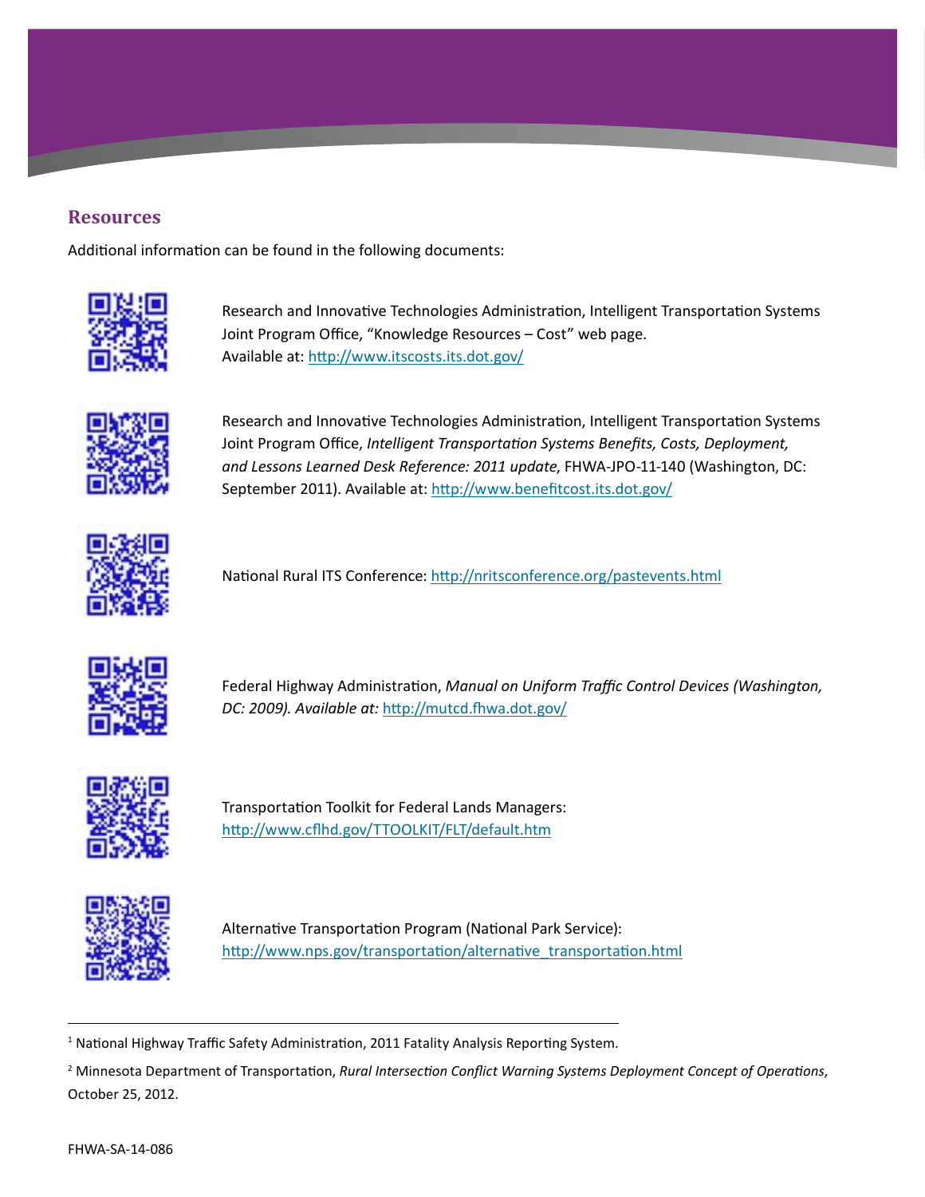## Resources

Additional information can be found in the following documents:

Research and Innovative Technologies Administration, Intelligent Transportation Systems Joint Program Office, "Knowledge Resources – Cost" web page. Available at: http://www.itscosts.its.dot.gov/

Research and Innovative Technologies Administration, Intelligent Transportation Systems Joint Program Office, *Intelligent Transportation Systems Benefits, Costs, Deployment, and Lessons Learned Desk Reference: 2011 update*, FHWA-JPO-11-140 (Washington, DC: September 2011). Available at: http://www.benefitcost.its.dot.gov/

National Rural ITS Conference: http://nritsconference.org/pastevents.html

Federal Highway Administration, *Manual on Uniform Traffic Control Devices (Washington, DC: 2009). Available at:* http://mutcd.fhwa.dot.gov/

Transportation Toolkit for Federal Lands Managers: http://www.cflhd.gov/TTOOLKIT/FLT/default.htm

Alternative Transportation Program (National Park Service): http://www.nps.gov/transportation/alternative_transportation.html

---

[1] National Highway Traffic Safety Administration, 2011 Fatality Analysis Reporting System.

[2] Minnesota Department of Transportation, *Rural Intersection Conflict Warning Systems Deployment Concept of Operations*, October 25, 2012.

FHWA-SA-14-086